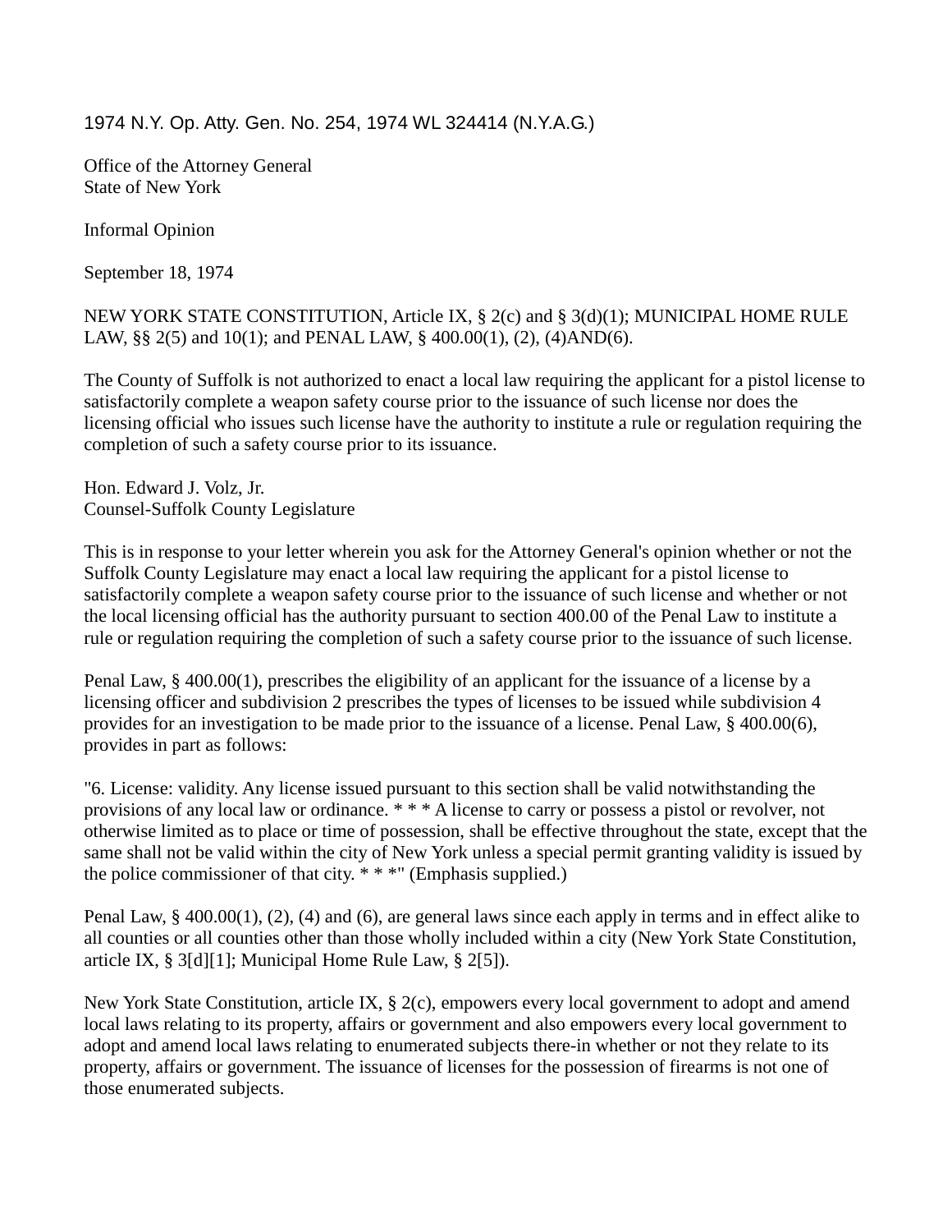1974 N.Y. Op. Atty. Gen. No. 254, 1974 WL 324414 (N.Y.A.G.)

Office of the Attorney General
State of New York

Informal Opinion

September 18, 1974

NEW YORK STATE CONSTITUTION, Article IX, § 2(c) and § 3(d)(1); MUNICIPAL HOME RULE LAW, §§ 2(5) and 10(1); and PENAL LAW, § 400.00(1), (2), (4)AND(6).

The County of Suffolk is not authorized to enact a local law requiring the applicant for a pistol license to satisfactorily complete a weapon safety course prior to the issuance of such license nor does the licensing official who issues such license have the authority to institute a rule or regulation requiring the completion of such a safety course prior to its issuance.

Hon. Edward J. Volz, Jr.
Counsel-Suffolk County Legislature

This is in response to your letter wherein you ask for the Attorney General's opinion whether or not the Suffolk County Legislature may enact a local law requiring the applicant for a pistol license to satisfactorily complete a weapon safety course prior to the issuance of such license and whether or not the local licensing official has the authority pursuant to section 400.00 of the Penal Law to institute a rule or regulation requiring the completion of such a safety course prior to the issuance of such license.

Penal Law, § 400.00(1), prescribes the eligibility of an applicant for the issuance of a license by a licensing officer and subdivision 2 prescribes the types of licenses to be issued while subdivision 4 provides for an investigation to be made prior to the issuance of a license. Penal Law, § 400.00(6), provides in part as follows:

"6. License: validity. Any license issued pursuant to this section shall be valid notwithstanding the provisions of any local law or ordinance. * * * A license to carry or possess a pistol or revolver, not otherwise limited as to place or time of possession, shall be effective throughout the state, except that the same shall not be valid within the city of New York unless a special permit granting validity is issued by the police commissioner of that city. * * *" (Emphasis supplied.)

Penal Law, § 400.00(1), (2), (4) and (6), are general laws since each apply in terms and in effect alike to all counties or all counties other than those wholly included within a city (New York State Constitution, article IX, § 3[d][1]; Municipal Home Rule Law, § 2[5]).

New York State Constitution, article IX, § 2(c), empowers every local government to adopt and amend local laws relating to its property, affairs or government and also empowers every local government to adopt and amend local laws relating to enumerated subjects there-in whether or not they relate to its property, affairs or government. The issuance of licenses for the possession of firearms is not one of those enumerated subjects.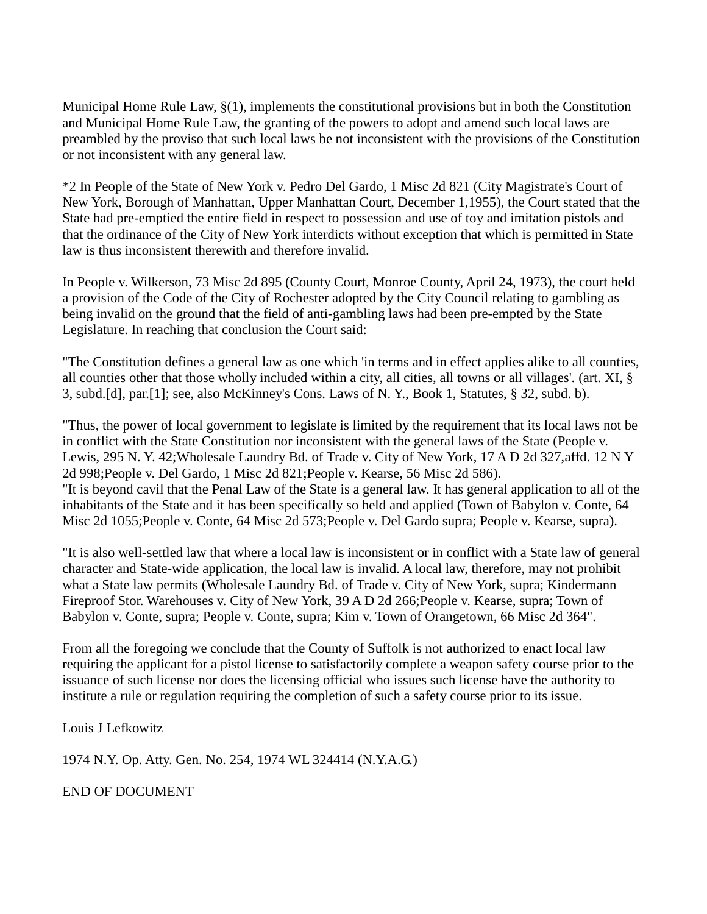Municipal Home Rule Law, §(1), implements the constitutional provisions but in both the Constitution and Municipal Home Rule Law, the granting of the powers to adopt and amend such local laws are preambled by the proviso that such local laws be not inconsistent with the provisions of the Constitution or not inconsistent with any general law.

*2 In People of the State of New York v. Pedro Del Gardo, 1 Misc 2d 821 (City Magistrate's Court of New York, Borough of Manhattan, Upper Manhattan Court, December 1,1955), the Court stated that the State had pre-emptied the entire field in respect to possession and use of toy and imitation pistols and that the ordinance of the City of New York interdicts without exception that which is permitted in State law is thus inconsistent therewith and therefore invalid.

In People v. Wilkerson, 73 Misc 2d 895 (County Court, Monroe County, April 24, 1973), the court held a provision of the Code of the City of Rochester adopted by the City Council relating to gambling as being invalid on the ground that the field of anti-gambling laws had been pre-empted by the State Legislature. In reaching that conclusion the Court said:

"The Constitution defines a general law as one which 'in terms and in effect applies alike to all counties, all counties other that those wholly included within a city, all cities, all towns or all villages'. (art. XI, § 3, subd.[d], par.[1]; see, also McKinney's Cons. Laws of N. Y., Book 1, Statutes, § 32, subd. b).

"Thus, the power of local government to legislate is limited by the requirement that its local laws not be in conflict with the State Constitution nor inconsistent with the general laws of the State (People v. Lewis, 295 N. Y. 42;Wholesale Laundry Bd. of Trade v. City of New York, 17 A D 2d 327,affd. 12 N Y 2d 998;People v. Del Gardo, 1 Misc 2d 821;People v. Kearse, 56 Misc 2d 586).
"It is beyond cavil that the Penal Law of the State is a general law. It has general application to all of the inhabitants of the State and it has been specifically so held and applied (Town of Babylon v. Conte, 64 Misc 2d 1055;People v. Conte, 64 Misc 2d 573;People v. Del Gardo supra; People v. Kearse, supra).

"It is also well-settled law that where a local law is inconsistent or in conflict with a State law of general character and State-wide application, the local law is invalid. A local law, therefore, may not prohibit what a State law permits (Wholesale Laundry Bd. of Trade v. City of New York, supra; Kindermann Fireproof Stor. Warehouses v. City of New York, 39 A D 2d 266;People v. Kearse, supra; Town of Babylon v. Conte, supra; People v. Conte, supra; Kim v. Town of Orangetown, 66 Misc 2d 364".

From all the foregoing we conclude that the County of Suffolk is not authorized to enact local law requiring the applicant for a pistol license to satisfactorily complete a weapon safety course prior to the issuance of such license nor does the licensing official who issues such license have the authority to institute a rule or regulation requiring the completion of such a safety course prior to its issue.

Louis J Lefkowitz

1974 N.Y. Op. Atty. Gen. No. 254, 1974 WL 324414 (N.Y.A.G.)

END OF DOCUMENT